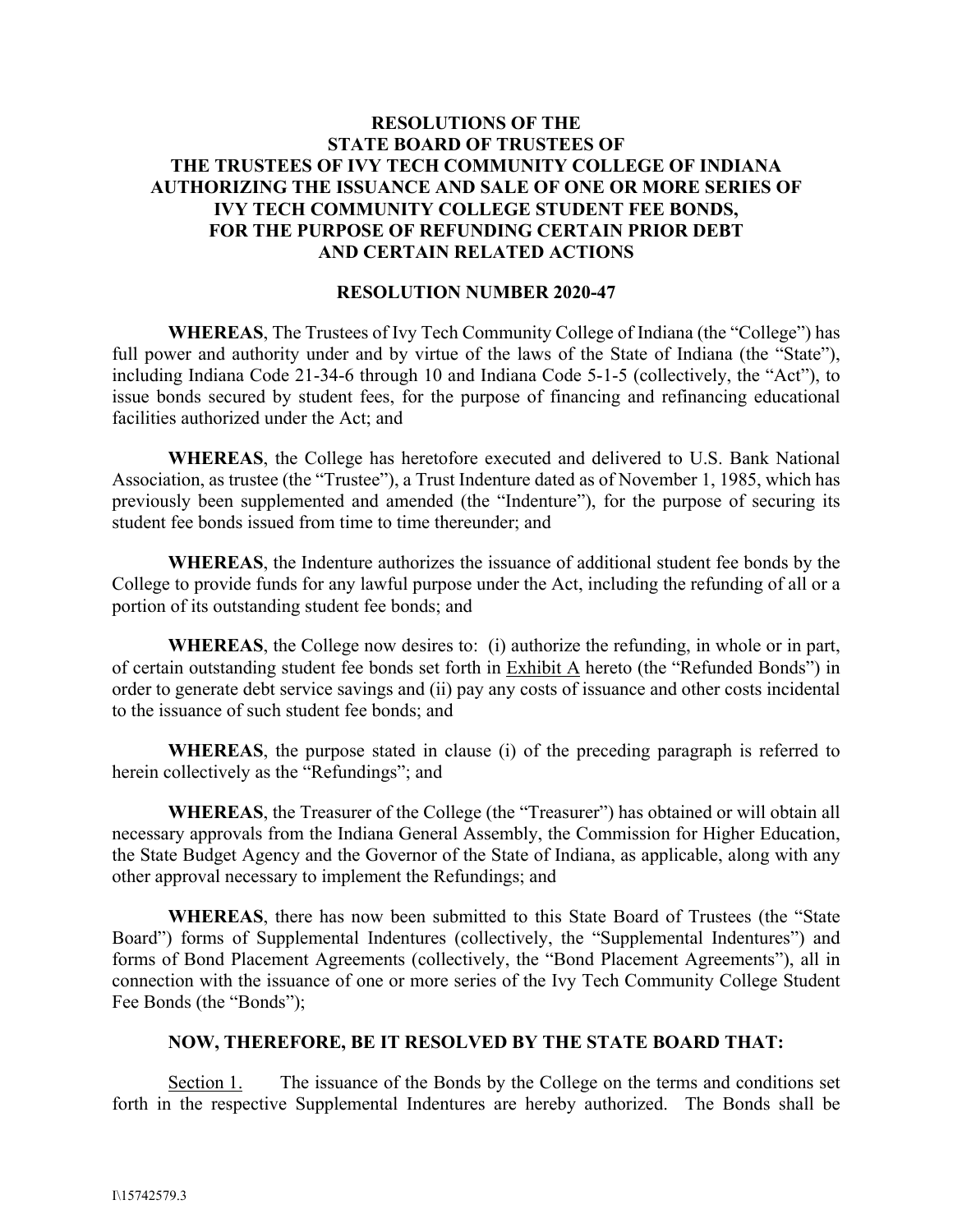# RESOLUTIONS OF THE STATE BOARD OF TRUSTEES OF THE TRUSTEES OF IVY TECH COMMUNITY COLLEGE OF INDIANA AUTHORIZING THE ISSUANCE AND SALE OF ONE OR MORE SERIES OF IVY TECH COMMUNITY COLLEGE STUDENT FEE BONDS, FOR THE PURPOSE OF REFUNDING CERTAIN PRIOR DEBT AND CERTAIN RELATED ACTIONS

## RESOLUTION NUMBER 2020-47

**WHEREAS**, The Trustees of Ivy Tech Community College of Indiana (the "College") has full power and authority under and by virtue of the laws of the State of Indiana (the "State"), including Indiana Code 21-34-6 through 10 and Indiana Code 5-1-5 (collectively, the "Act"), to issue bonds secured by student fees, for the purpose of financing and refinancing educational facilities authorized under the Act; and

**WHEREAS**, the College has heretofore executed and delivered to U.S. Bank National Association, as trustee (the "Trustee"), a Trust Indenture dated as of November 1, 1985, which has previously been supplemented and amended (the "Indenture"), for the purpose of securing its student fee bonds issued from time to time thereunder; and

**WHEREAS**, the Indenture authorizes the issuance of additional student fee bonds by the College to provide funds for any lawful purpose under the Act, including the refunding of all or a portion of its outstanding student fee bonds; and

**WHEREAS**, the College now desires to: (i) authorize the refunding, in whole or in part, of certain outstanding student fee bonds set forth in Exhibit A hereto (the "Refunded Bonds") in order to generate debt service savings and (ii) pay any costs of issuance and other costs incidental to the issuance of such student fee bonds; and

**WHEREAS**, the purpose stated in clause (i) of the preceding paragraph is referred to herein collectively as the "Refundings"; and

**WHEREAS**, the Treasurer of the College (the "Treasurer") has obtained or will obtain all necessary approvals from the Indiana General Assembly, the Commission for Higher Education, the State Budget Agency and the Governor of the State of Indiana, as applicable, along with any other approval necessary to implement the Refundings; and

**WHEREAS**, there has now been submitted to this State Board of Trustees (the "State Board") forms of Supplemental Indentures (collectively, the "Supplemental Indentures") and forms of Bond Placement Agreements (collectively, the "Bond Placement Agreements"), all in connection with the issuance of one or more series of the Ivy Tech Community College Student Fee Bonds (the "Bonds");

**NOW, THEREFORE, BE IT RESOLVED BY THE STATE BOARD THAT:**

Section 1. The issuance of the Bonds by the College on the terms and conditions set forth in the respective Supplemental Indentures are hereby authorized. The Bonds shall be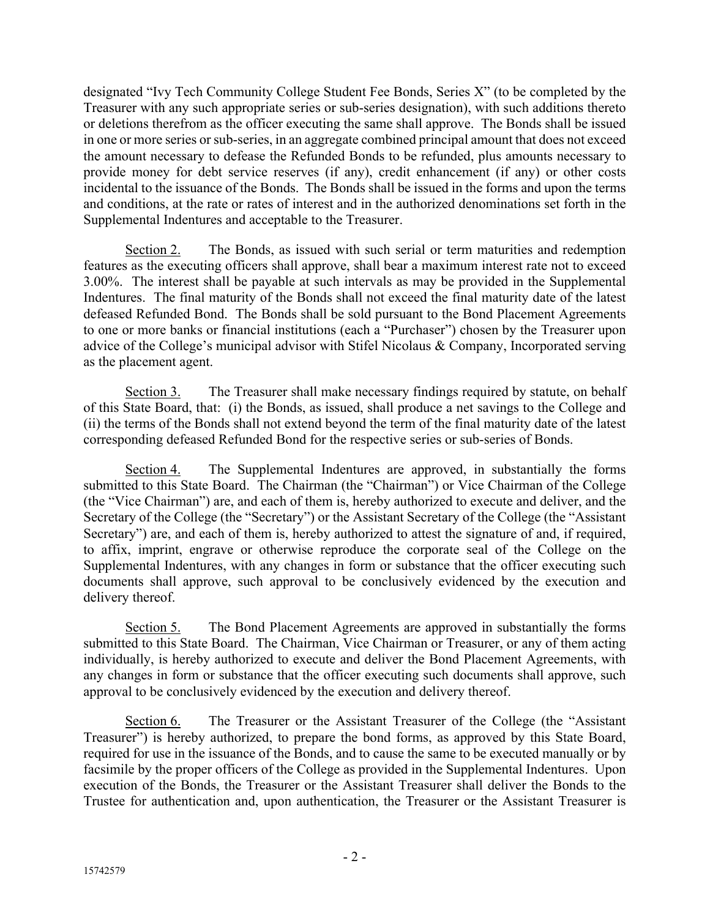designated "Ivy Tech Community College Student Fee Bonds, Series X" (to be completed by the Treasurer with any such appropriate series or sub-series designation), with such additions thereto or deletions therefrom as the officer executing the same shall approve. The Bonds shall be issued in one or more series or sub-series, in an aggregate combined principal amount that does not exceed the amount necessary to defease the Refunded Bonds to be refunded, plus amounts necessary to provide money for debt service reserves (if any), credit enhancement (if any) or other costs incidental to the issuance of the Bonds. The Bonds shall be issued in the forms and upon the terms and conditions, at the rate or rates of interest and in the authorized denominations set forth in the Supplemental Indentures and acceptable to the Treasurer.

Section 2. The Bonds, as issued with such serial or term maturities and redemption features as the executing officers shall approve, shall bear a maximum interest rate not to exceed 3.00%. The interest shall be payable at such intervals as may be provided in the Supplemental Indentures. The final maturity of the Bonds shall not exceed the final maturity date of the latest defeased Refunded Bond. The Bonds shall be sold pursuant to the Bond Placement Agreements to one or more banks or financial institutions (each a "Purchaser") chosen by the Treasurer upon advice of the College's municipal advisor with Stifel Nicolaus & Company, Incorporated serving as the placement agent.

Section 3. The Treasurer shall make necessary findings required by statute, on behalf of this State Board, that: (i) the Bonds, as issued, shall produce a net savings to the College and (ii) the terms of the Bonds shall not extend beyond the term of the final maturity date of the latest corresponding defeased Refunded Bond for the respective series or sub-series of Bonds.

Section 4. The Supplemental Indentures are approved, in substantially the forms submitted to this State Board. The Chairman (the "Chairman") or Vice Chairman of the College (the "Vice Chairman") are, and each of them is, hereby authorized to execute and deliver, and the Secretary of the College (the "Secretary") or the Assistant Secretary of the College (the "Assistant Secretary") are, and each of them is, hereby authorized to attest the signature of and, if required, to affix, imprint, engrave or otherwise reproduce the corporate seal of the College on the Supplemental Indentures, with any changes in form or substance that the officer executing such documents shall approve, such approval to be conclusively evidenced by the execution and delivery thereof.

Section 5. The Bond Placement Agreements are approved in substantially the forms submitted to this State Board. The Chairman, Vice Chairman or Treasurer, or any of them acting individually, is hereby authorized to execute and deliver the Bond Placement Agreements, with any changes in form or substance that the officer executing such documents shall approve, such approval to be conclusively evidenced by the execution and delivery thereof.

Section 6. The Treasurer or the Assistant Treasurer of the College (the "Assistant Treasurer") is hereby authorized, to prepare the bond forms, as approved by this State Board, required for use in the issuance of the Bonds, and to cause the same to be executed manually or by facsimile by the proper officers of the College as provided in the Supplemental Indentures. Upon execution of the Bonds, the Treasurer or the Assistant Treasurer shall deliver the Bonds to the Trustee for authentication and, upon authentication, the Treasurer or the Assistant Treasurer is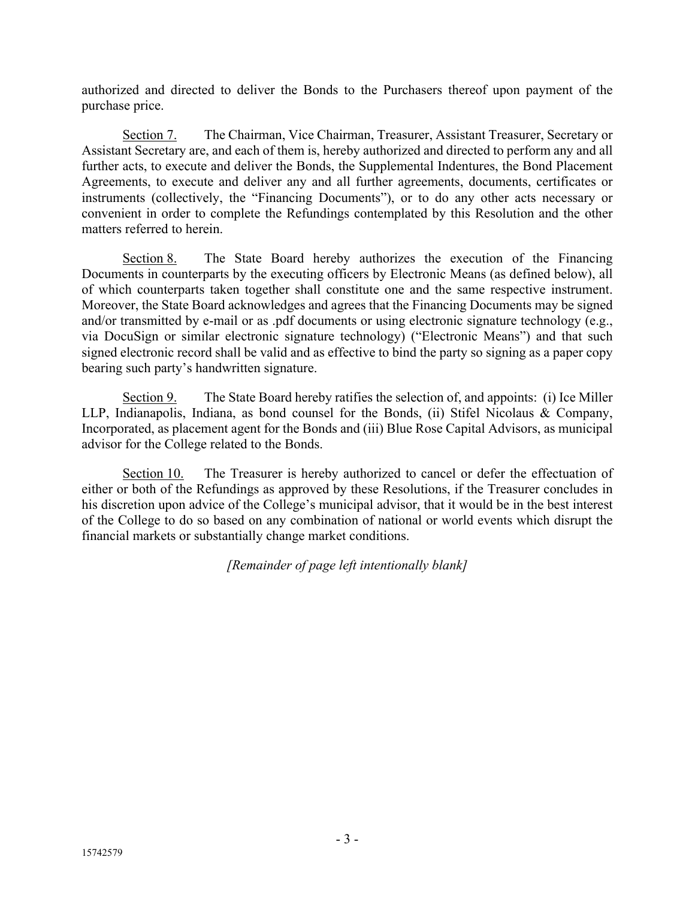authorized and directed to deliver the Bonds to the Purchasers thereof upon payment of the purchase price.

Section 7. The Chairman, Vice Chairman, Treasurer, Assistant Treasurer, Secretary or Assistant Secretary are, and each of them is, hereby authorized and directed to perform any and all further acts, to execute and deliver the Bonds, the Supplemental Indentures, the Bond Placement Agreements, to execute and deliver any and all further agreements, documents, certificates or instruments (collectively, the "Financing Documents"), or to do any other acts necessary or convenient in order to complete the Refundings contemplated by this Resolution and the other matters referred to herein.

Section 8. The State Board hereby authorizes the execution of the Financing Documents in counterparts by the executing officers by Electronic Means (as defined below), all of which counterparts taken together shall constitute one and the same respective instrument. Moreover, the State Board acknowledges and agrees that the Financing Documents may be signed and/or transmitted by e-mail or as .pdf documents or using electronic signature technology (e.g., via DocuSign or similar electronic signature technology) ("Electronic Means") and that such signed electronic record shall be valid and as effective to bind the party so signing as a paper copy bearing such party's handwritten signature.

Section 9. The State Board hereby ratifies the selection of, and appoints: (i) Ice Miller LLP, Indianapolis, Indiana, as bond counsel for the Bonds, (ii) Stifel Nicolaus & Company, Incorporated, as placement agent for the Bonds and (iii) Blue Rose Capital Advisors, as municipal advisor for the College related to the Bonds.

Section 10. The Treasurer is hereby authorized to cancel or defer the effectuation of either or both of the Refundings as approved by these Resolutions, if the Treasurer concludes in his discretion upon advice of the College's municipal advisor, that it would be in the best interest of the College to do so based on any combination of national or world events which disrupt the financial markets or substantially change market conditions.

*[Remainder of page left intentionally blank]*

15742579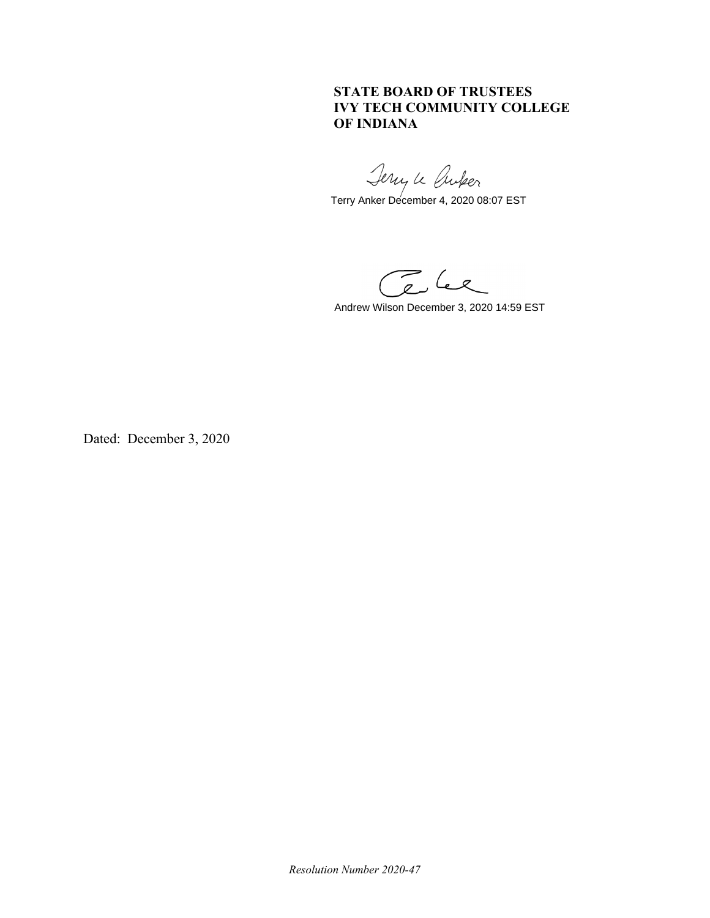**STATE BOARD OF TRUSTEES**
**IVY TECH COMMUNITY COLLEGE**
**OF INDIANA**

Terry Anker December 4, 2020 08:07 EST

Andrew Wilson December 3, 2020 14:59 EST

Dated: December 3, 2020

*Resolution Number 2020-47*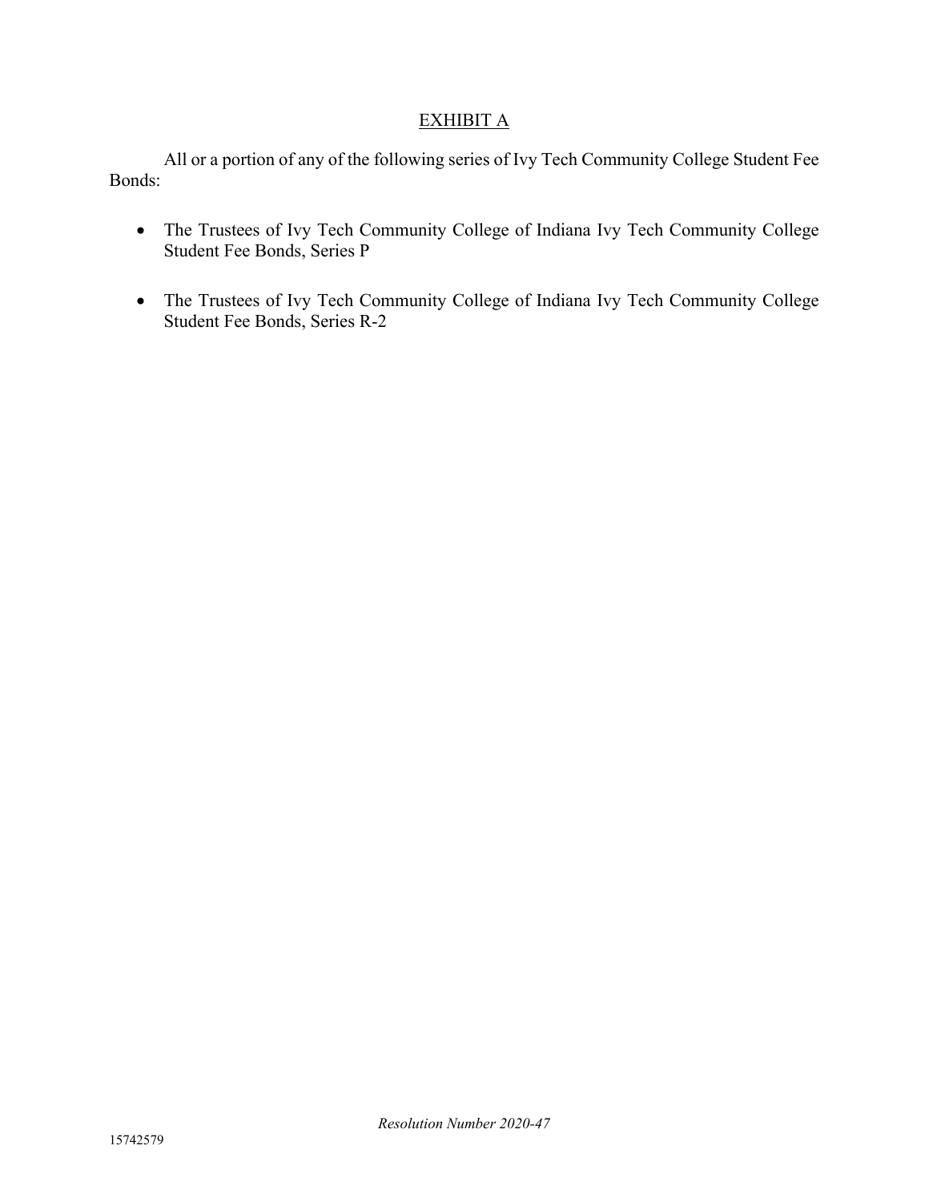## EXHIBIT A

All or a portion of any of the following series of Ivy Tech Community College Student Fee Bonds:

- The Trustees of Ivy Tech Community College of Indiana Ivy Tech Community College Student Fee Bonds, Series P
- The Trustees of Ivy Tech Community College of Indiana Ivy Tech Community College Student Fee Bonds, Series R-2

*Resolution Number 2020-47*

15742579